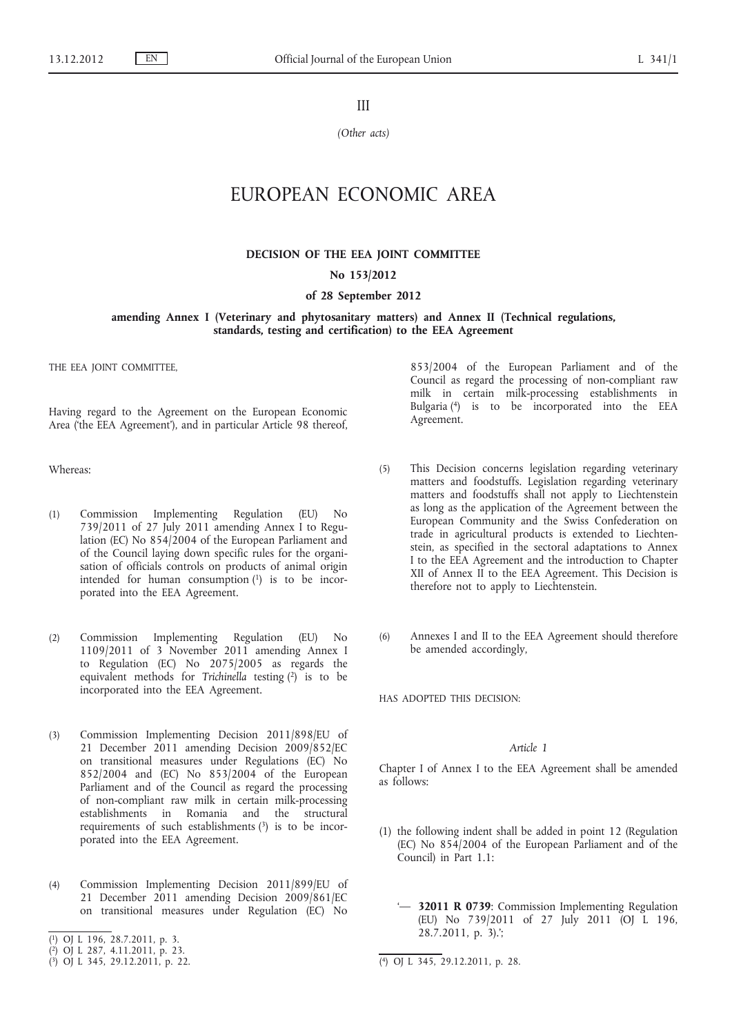III

*(Other acts)*

# EUROPEAN ECONOMIC AREA

## DECISION OF THE EEA JOINT COMMITTEE

## No 153/2012

## of 28 September 2012

### amending Annex I (Veterinary and phytosanitary matters) and Annex II (Technical regulations, standards, testing and certification) to the EEA Agreement

THE EEA JOINT COMMITTEE,

Having regard to the Agreement on the European Economic Area ('the EEA Agreement'), and in particular Article 98 thereof,

Whereas:

(1) Commission Implementing Regulation (EU) No 739/2011 of 27 July 2011 amending Annex I to Regulation (EC) No 854/2004 of the European Parliament and of the Council laying down specific rules for the organisation of officials controls on products of animal origin intended for human consumption [1] is to be incorporated into the EEA Agreement.

(2) Commission Implementing Regulation (EU) No 1109/2011 of 3 November 2011 amending Annex I to Regulation (EC) No 2075/2005 as regards the equivalent methods for *Trichinella* testing [2] is to be incorporated into the EEA Agreement.

(3) Commission Implementing Decision 2011/898/EU of 21 December 2011 amending Decision 2009/852/EC on transitional measures under Regulations (EC) No 852/2004 and (EC) No 853/2004 of the European Parliament and of the Council as regard the processing of non-compliant raw milk in certain milk-processing establishments in Romania and the structural requirements of such establishments [3] is to be incorporated into the EEA Agreement.

(4) Commission Implementing Decision 2011/899/EU of 21 December 2011 amending Decision 2009/861/EC on transitional measures under Regulation (EC) No 853/2004 of the European Parliament and of the Council as regard the processing of non-compliant raw milk in certain milk-processing establishments in Bulgaria [4] is to be incorporated into the EEA Agreement.

(5) This Decision concerns legislation regarding veterinary matters and foodstuffs. Legislation regarding veterinary matters and foodstuffs shall not apply to Liechtenstein as long as the application of the Agreement between the European Community and the Swiss Confederation on trade in agricultural products is extended to Liechtenstein, as specified in the sectoral adaptations to Annex I to the EEA Agreement and the introduction to Chapter XII of Annex II to the EEA Agreement. This Decision is therefore not to apply to Liechtenstein.

(6) Annexes I and II to the EEA Agreement should therefore be amended accordingly,

HAS ADOPTED THIS DECISION:

*Article 1*

Chapter I of Annex I to the EEA Agreement shall be amended as follows:

(1) the following indent shall be added in point 12 (Regulation (EC) No 854/2004 of the European Parliament and of the Council) in Part 1.1:

'— **32011 R 0739**: Commission Implementing Regulation (EU) No 739/2011 of 27 July 2011 (OJ L 196, 28.7.2011, p. 3).';

[1] OJ L 196, 28.7.2011, p. 3.

[2] OJ L 287, 4.11.2011, p. 23.

[3] OJ L 345, 29.12.2011, p. 22.

[4] OJ L 345, 29.12.2011, p. 28.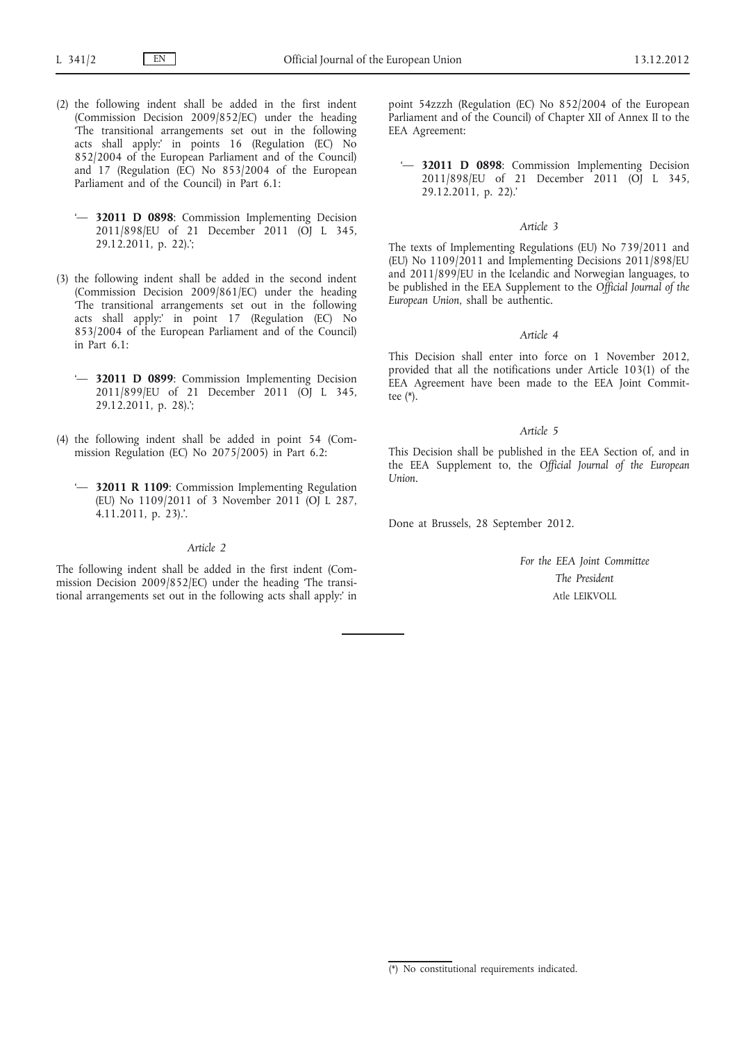(2) the following indent shall be added in the first indent (Commission Decision 2009/852/EC) under the heading 'The transitional arrangements set out in the following acts shall apply:' in points 16 (Regulation (EC) No 852/2004 of the European Parliament and of the Council) and 17 (Regulation (EC) No 853/2004 of the European Parliament and of the Council) in Part 6.1:

'— **32011 D 0898**: Commission Implementing Decision 2011/898/EU of 21 December 2011 (OJ L 345, 29.12.2011, p. 22).';

(3) the following indent shall be added in the second indent (Commission Decision 2009/861/EC) under the heading 'The transitional arrangements set out in the following acts shall apply:' in point 17 (Regulation (EC) No 853/2004 of the European Parliament and of the Council) in Part 6.1:

'— **32011 D 0899**: Commission Implementing Decision 2011/899/EU of 21 December 2011 (OJ L 345, 29.12.2011, p. 28).';

(4) the following indent shall be added in point 54 (Commission Regulation (EC) No 2075/2005) in Part 6.2:

'— **32011 R 1109**: Commission Implementing Regulation (EU) No 1109/2011 of 3 November 2011 (OJ L 287, 4.11.2011, p. 23).'.

*Article 2*

The following indent shall be added in the first indent (Commission Decision 2009/852/EC) under the heading 'The transitional arrangements set out in the following acts shall apply:' in point 54zzzh (Regulation (EC) No 852/2004 of the European Parliament and of the Council) of Chapter XII of Annex II to the EEA Agreement:

'— **32011 D 0898**: Commission Implementing Decision 2011/898/EU of 21 December 2011 (OJ L 345, 29.12.2011, p. 22).'

*Article 3*

The texts of Implementing Regulations (EU) No 739/2011 and (EU) No 1109/2011 and Implementing Decisions 2011/898/EU and 2011/899/EU in the Icelandic and Norwegian languages, to be published in the EEA Supplement to the *Official Journal of the European Union*, shall be authentic.

*Article 4*

This Decision shall enter into force on 1 November 2012, provided that all the notifications under Article 103(1) of the EEA Agreement have been made to the EEA Joint Committee (*).

*Article 5*

This Decision shall be published in the EEA Section of, and in the EEA Supplement to, the *Official Journal of the European Union*.

Done at Brussels, 28 September 2012.

*For the EEA Joint Committee*

*The President*

Atle LEIKVOLL

(*) No constitutional requirements indicated.